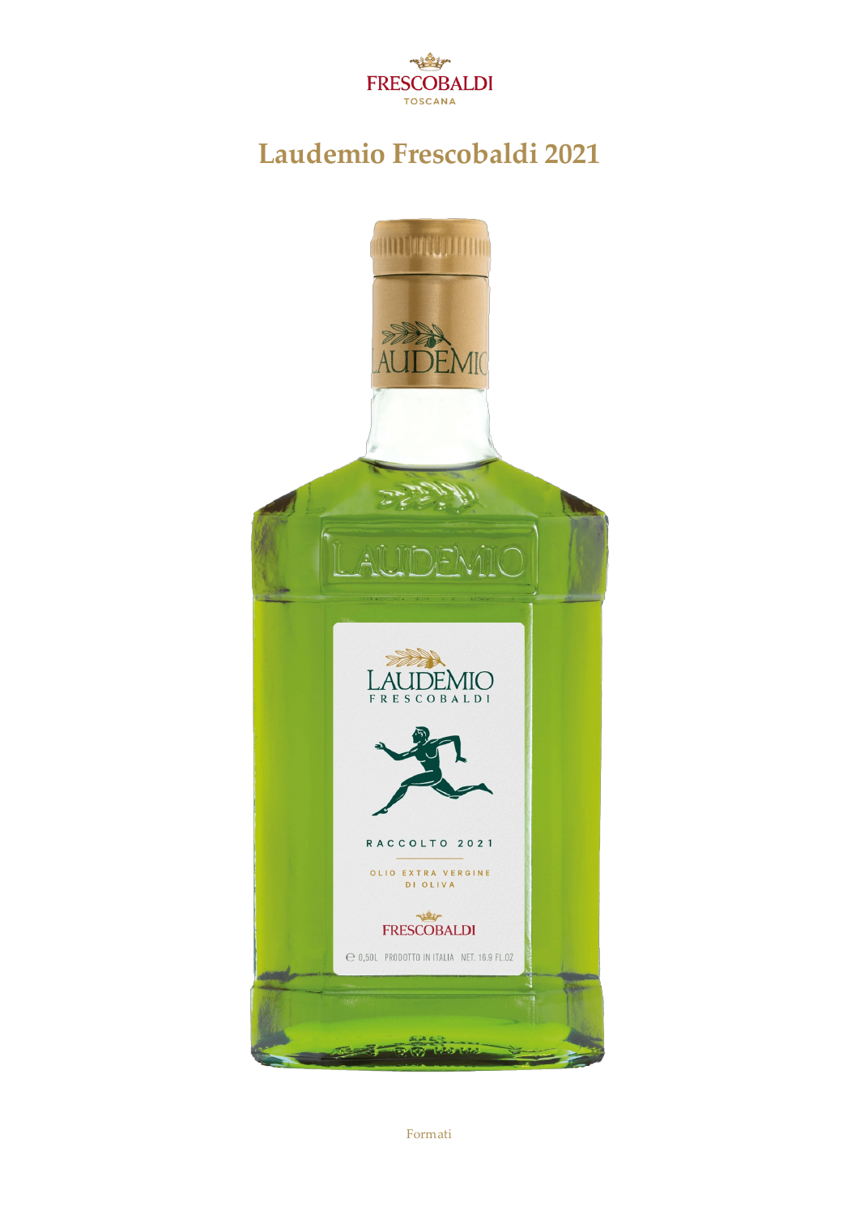FRESCOBALDI
TOSCANA

# Laudemio Frescobaldi 2021

Formati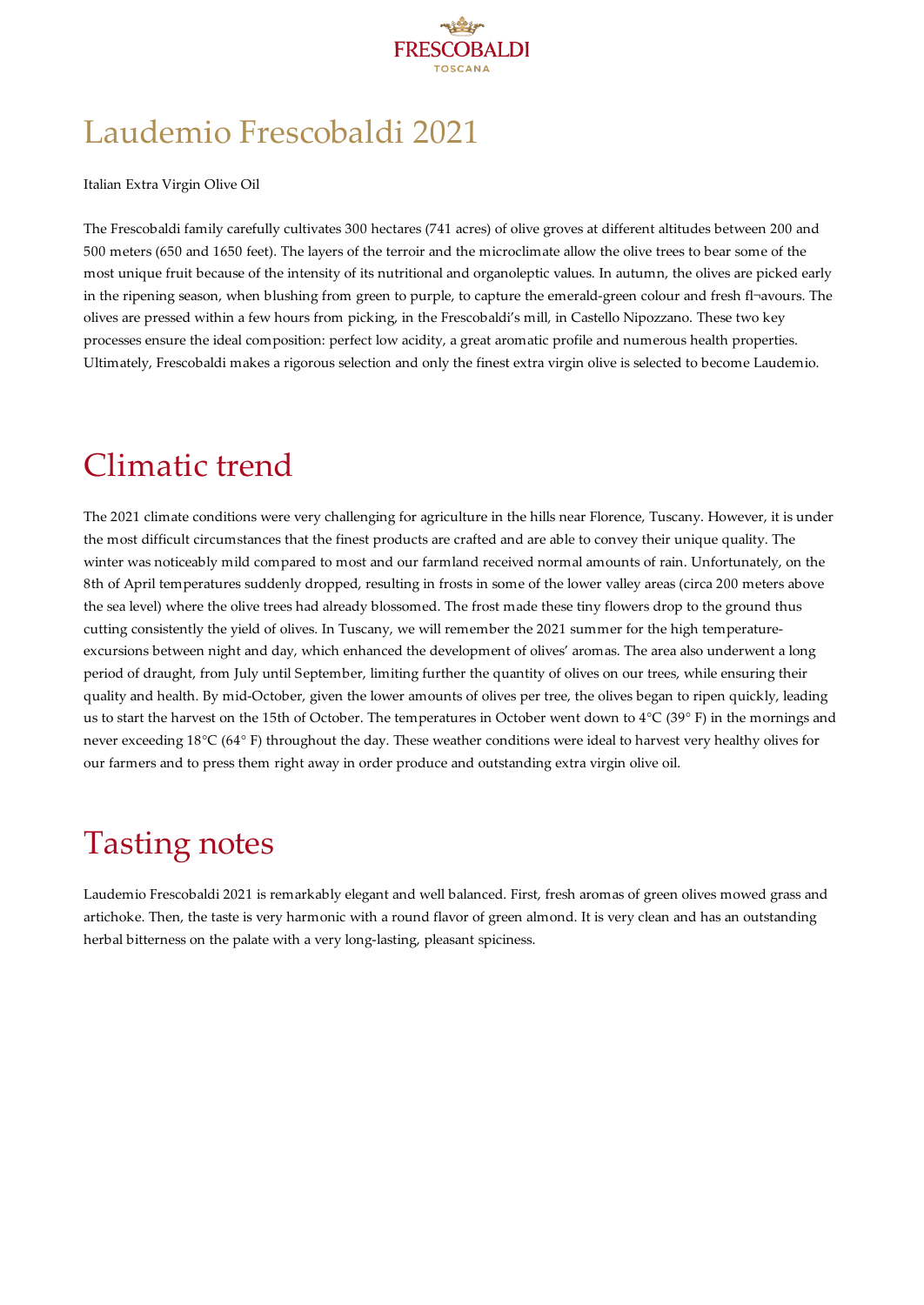# Laudemio Frescobaldi 2021

Italian Extra Virgin Olive Oil

The Frescobaldi family carefully cultivates 300 hectares (741 acres) of olive groves at different altitudes between 200 and 500 meters (650 and 1650 feet). The layers of the terroir and the microclimate allow the olive trees to bear some of the most unique fruit because of the intensity of its nutritional and organoleptic values. In autumn, the olives are picked early in the ripening season, when blushing from green to purple, to capture the emerald-green colour and fresh fl¬avours. The olives are pressed within a few hours from picking, in the Frescobaldi's mill, in Castello Nipozzano. These two key processes ensure the ideal composition: perfect low acidity, a great aromatic profile and numerous health properties. Ultimately, Frescobaldi makes a rigorous selection and only the finest extra virgin olive is selected to become Laudemio.

# Climatic trend

The 2021 climate conditions were very challenging for agriculture in the hills near Florence, Tuscany. However, it is under the most difficult circumstances that the finest products are crafted and are able to convey their unique quality. The winter was noticeably mild compared to most and our farmland received normal amounts of rain. Unfortunately, on the 8th of April temperatures suddenly dropped, resulting in frosts in some of the lower valley areas (circa 200 meters above the sea level) where the olive trees had already blossomed. The frost made these tiny flowers drop to the ground thus cutting consistently the yield of olives. In Tuscany, we will remember the 2021 summer for the high temperature-excursions between night and day, which enhanced the development of olives' aromas. The area also underwent a long period of draught, from July until September, limiting further the quantity of olives on our trees, while ensuring their quality and health. By mid-October, given the lower amounts of olives per tree, the olives began to ripen quickly, leading us to start the harvest on the 15th of October. The temperatures in October went down to 4°C (39° F) in the mornings and never exceeding 18°C (64° F) throughout the day. These weather conditions were ideal to harvest very healthy olives for our farmers and to press them right away in order produce and outstanding extra virgin olive oil.

# Tasting notes

Laudemio Frescobaldi 2021 is remarkably elegant and well balanced. First, fresh aromas of green olives mowed grass and artichoke. Then, the taste is very harmonic with a round flavor of green almond. It is very clean and has an outstanding herbal bitterness on the palate with a very long-lasting, pleasant spiciness.